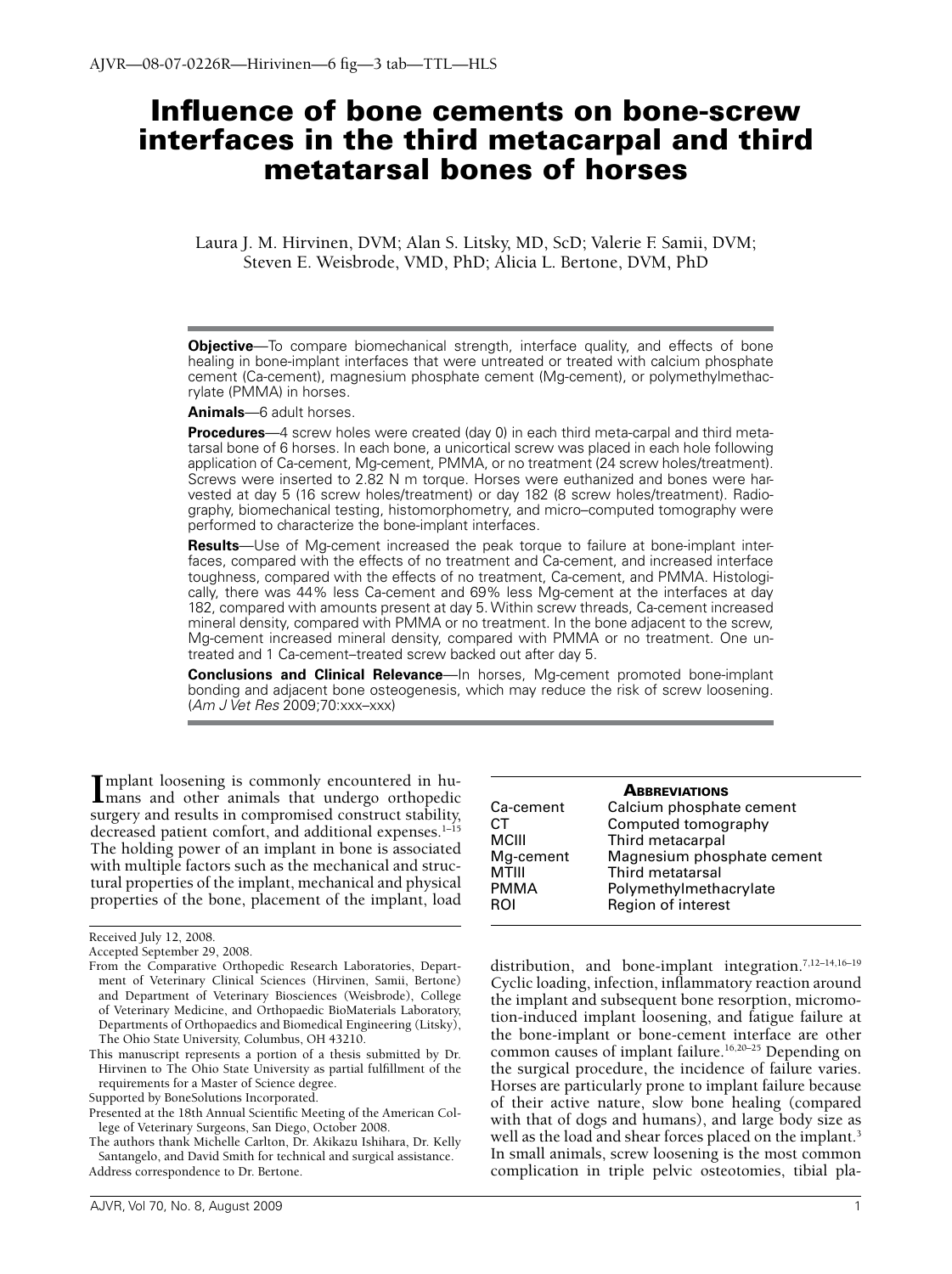# Influence of bone cements on bone-screw interfaces in the third metacarpal and third metatarsal bones of horses

Laura J. M. Hirvinen, DVM; Alan S. Litsky, MD, ScD; Valerie F. Samii, DVM; Steven E. Weisbrode, VMD, PhD; Alicia L. Bertone, DVM, PhD

**Objective**—To compare biomechanical strength, interface quality, and effects of bone healing in bone-implant interfaces that were untreated or treated with calcium phosphate cement (Ca-cement), magnesium phosphate cement (Mg-cement), or polymethylmethacrylate (PMMA) in horses.

**Animals**—6 adult horses.

**Procedures**—4 screw holes were created (day 0) in each third meta-carpal and third metatarsal bone of 6 horses. In each bone, a unicortical screw was placed in each hole following application of Ca-cement, Mg-cement, PMMA, or no treatment (24 screw holes/treatment). Screws were inserted to 2.82 N m torque. Horses were euthanized and bones were harvested at day 5 (16 screw holes/treatment) or day 182 (8 screw holes/treatment). Radiography, biomechanical testing, histomorphometry, and micro–computed tomography were performed to characterize the bone-implant interfaces.

**Results**—Use of Mg-cement increased the peak torque to failure at bone-implant interfaces, compared with the effects of no treatment and Ca-cement, and increased interface toughness, compared with the effects of no treatment, Ca-cement, and PMMA. Histologically, there was 44% less Ca-cement and 69% less Mg-cement at the interfaces at day 182, compared with amounts present at day 5. Within screw threads, Ca-cement increased mineral density, compared with PMMA or no treatment. In the bone adjacent to the screw, Mg-cement increased mineral density, compared with PMMA or no treatment. One untreated and 1 Ca-cement–treated screw backed out after day 5.

**Conclusions and Clinical Relevance**—In horses, Mg-cement promoted bone-implant bonding and adjacent bone osteogenesis, which may reduce the risk of screw loosening. (*Am J Vet Res* 2009;70:xxx–xxx)

| **Abbreviations** | |
|---|---|
| Ca-cement | Calcium phosphate cement |
| CT | Computed tomography |
| MCIII | Third metacarpal |
| Mg-cement | Magnesium phosphate cement |
| MTIII | Third metatarsal |
| PMMA | Polymethylmethacrylate |
| ROI | Region of interest |

Implant loosening is commonly encountered in humans and other animals that undergo orthopedic surgery and results in compromised construct stability, decreased patient comfort, and additional expenses.[1–15] The holding power of an implant in bone is associated with multiple factors such as the mechanical and structural properties of the implant, mechanical and physical properties of the bone, placement of the implant, load distribution, and bone-implant integration.[7,12–14,16–19] Cyclic loading, infection, inflammatory reaction around the implant and subsequent bone resorption, micromotion-induced implant loosening, and fatigue failure at the bone-implant or bone-cement interface are other common causes of implant failure.[16,20–25] Depending on the surgical procedure, the incidence of failure varies. Horses are particularly prone to implant failure because of their active nature, slow bone healing (compared with that of dogs and humans), and large body size as well as the load and shear forces placed on the implant.[3] In small animals, screw loosening is the most common complication in triple pelvic osteotomies, tibial pla-

Received July 12, 2008.

Accepted September 29, 2008.

From the Comparative Orthopedic Research Laboratories, Department of Veterinary Clinical Sciences (Hirvinen, Samii, Bertone) and Department of Veterinary Biosciences (Weisbrode), College of Veterinary Medicine, and Orthopaedic BioMaterials Laboratory, Departments of Orthopaedics and Biomedical Engineering (Litsky), The Ohio State University, Columbus, OH 43210.

This manuscript represents a portion of a thesis submitted by Dr. Hirvinen to The Ohio State University as partial fulfillment of the requirements for a Master of Science degree.

Supported by BoneSolutions Incorporated.

Presented at the 18th Annual Scientific Meeting of the American College of Veterinary Surgeons, San Diego, October 2008.

The authors thank Michelle Carlton, Dr. Akikazu Ishihara, Dr. Kelly Santangelo, and David Smith for technical and surgical assistance.

Address correspondence to Dr. Bertone.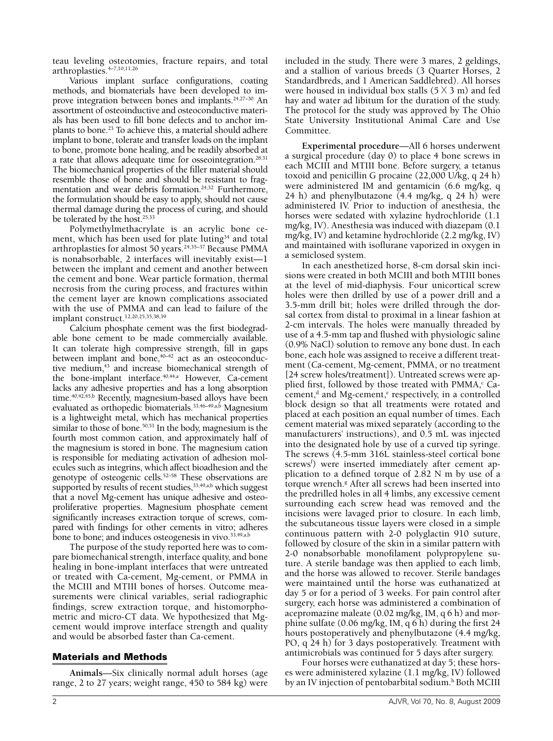teau leveling osteotomies, fracture repairs, and total arthroplasties.[4–7,10,11,26]

Various implant surface configurations, coating methods, and biomaterials have been developed to improve integration between bones and implants.[24,27–30] An assortment of osteoinductive and osteoconductive materials has been used to fill bone defects and to anchor implants to bone.[23] To achieve this, a material should adhere implant to bone, tolerate and transfer loads on the implant to bone, promote bone healing, and be readily absorbed at a rate that allows adequate time for osseointegration.[28,31] The biomechanical properties of the filler material should resemble those of bone and should be resistant to fragmentation and wear debris formation.[24,32] Furthermore, the formulation should be easy to apply, should not cause thermal damage during the process of curing, and should be tolerated by the host.[25,33]

Polymethylmethacrylate is an acrylic bone cement, which has been used for plate luting[34] and total arthroplasties for almost 50 years.[24,35–37] Because PMMA is nonabsorbable, 2 interfaces will inevitably exist—1 between the implant and cement and another between the cement and bone. Wear particle formation, thermal necrosis from the curing process, and fractures within the cement layer are known complications associated with the use of PMMA and can lead to failure of the implant construct.[12,20,25,35,38,39]

Calcium phosphate cement was the first biodegradable bone cement to be made commercially available. It can tolerate high compressive strength, fill in gaps between implant and bone,[40–42] act as an osteoconductive medium,[43] and increase biomechanical strength of the bone-implant interface.[40,44,a] However, Ca-cement lacks any adhesive properties and has a long absorption time.[40,42,45,b] Recently, magnesium-based alloys have been evaluated as orthopedic biomaterials.[33,46–49,a,b] Magnesium is a lightweight metal, which has mechanical properties similar to those of bone.[50,51] In the body, magnesium is the fourth most common cation, and approximately half of the magnesium is stored in bone. The magnesium cation is responsible for mediating activation of adhesion molecules such as integrins, which affect bioadhesion and the genotype of osteogenic cells.[52–58] These observations are supported by results of recent studies,[33,49,a,b] which suggest that a novel Mg-cement has unique adhesive and osteoproliferative properties. Magnesium phosphate cement significantly increases extraction torque of screws, compared with findings for other cements in vitro; adheres bone to bone; and induces osteogenesis in vivo.[33,49,a,b]

The purpose of the study reported here was to compare biomechanical strength, interface quality, and bone healing in bone-implant interfaces that were untreated or treated with Ca-cement, Mg-cement, or PMMA in the MCIII and MTIII bones of horses. Outcome measurements were clinical variables, serial radiographic findings, screw extraction torque, and histomorphometric and micro-CT data. We hypothesized that Mg-cement would improve interface strength and quality and would be absorbed faster than Ca-cement.

## Materials and Methods

**Animals**—Six clinically normal adult horses (age range, 2 to 27 years; weight range, 450 to 584 kg) were included in the study. There were 3 mares, 2 geldings, and a stallion of various breeds (3 Quarter Horses, 2 Standardbreds, and 1 American Saddlebred). All horses were housed in individual box stalls ($5 \times 3$ m) and fed hay and water ad libitum for the duration of the study. The protocol for the study was approved by The Ohio State University Institutional Animal Care and Use Committee.

**Experimental procedure**—All 6 horses underwent a surgical procedure (day 0) to place 4 bone screws in each MCIII and MTIII bone. Before surgery, a tetanus toxoid and penicillin G procaine (22,000 U/kg, q 24 h) were administered IM and gentamicin (6.6 mg/kg, q 24 h) and phenylbutazone (4.4 mg/kg, q 24 h) were administered IV. Prior to induction of anesthesia, the horses were sedated with xylazine hydrochloride (1.1 mg/kg, IV). Anesthesia was induced with diazepam (0.1 mg/kg, IV) and ketamine hydrochloride (2.2 mg/kg, IV) and maintained with isoflurane vaporized in oxygen in a semiclosed system.

In each anesthetized horse, 8-cm dorsal skin incisions were created in both MCIII and both MTIII bones at the level of mid-diaphysis. Four unicortical screw holes were then drilled by use of a power drill and a 3.5-mm drill bit; holes were drilled through the dorsal cortex from distal to proximal in a linear fashion at 2-cm intervals. The holes were manually threaded by use of a 4.5-mm tap and flushed with physiologic saline (0.9% NaCl) solution to remove any bone dust. In each bone, each hole was assigned to receive a different treatment (Ca-cement, Mg-cement, PMMA, or no treatment [24 screw holes/treatment]). Untreated screws were applied first, followed by those treated with PMMA,[c] Ca-cement,[d] and Mg-cement,[e] respectively, in a controlled block design so that all treatments were rotated and placed at each position an equal number of times. Each cement material was mixed separately (according to the manufacturers' instructions), and 0.5 mL was injected into the designated hole by use of a curved tip syringe. The screws (4.5-mm 316L stainless-steel cortical bone screws[f]) were inserted immediately after cement application to a defined torque of 2.82 N m by use of a torque wrench.[g] After all screws had been inserted into the predrilled holes in all 4 limbs, any excessive cement surrounding each screw head was removed and the incisions were lavaged prior to closure. In each limb, the subcutaneous tissue layers were closed in a simple continuous pattern with 2-0 polyglactin 910 suture, followed by closure of the skin in a similar pattern with 2-0 nonabsorbable monofilament polypropylene suture. A sterile bandage was then applied to each limb, and the horse was allowed to recover. Sterile bandages were maintained until the horse was euthanatized at day 5 or for a period of 3 weeks. For pain control after surgery, each horse was administered a combination of acepromazine maleate (0.02 mg/kg, IM, q 6 h) and morphine sulfate (0.06 mg/kg, IM, q 6 h) during the first 24 hours postoperatively and phenylbutazone (4.4 mg/kg, PO, q 24 h) for 3 days postoperatively. Treatment with antimicrobials was continued for 5 days after surgery.

Four horses were euthanatized at day 5; these horses were administered xylazine (1.1 mg/kg, IV) followed by an IV injection of pentobarbital sodium.[h] Both MCIII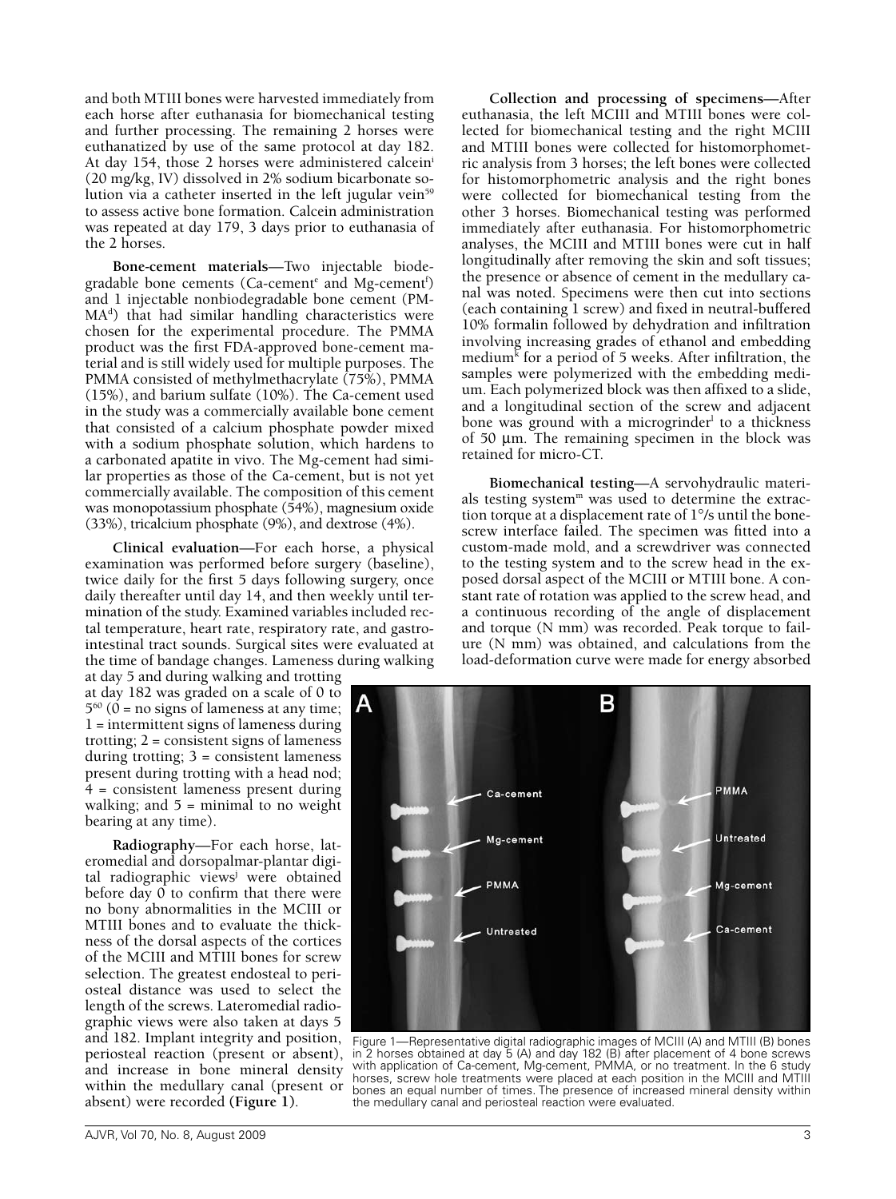and both MTIII bones were harvested immediately from each horse after euthanasia for biomechanical testing and further processing. The remaining 2 horses were euthanatized by use of the same protocol at day 182. At day 154, those 2 horses were administered calcein[i] (20 mg/kg, IV) dissolved in 2% sodium bicarbonate solution via a catheter inserted in the left jugular vein[59] to assess active bone formation. Calcein administration was repeated at day 179, 3 days prior to euthanasia of the 2 horses.

**Bone-cement materials**—Two injectable biodegradable bone cements (Ca-cement[e] and Mg-cement[f]) and 1 injectable nonbiodegradable bone cement (PMMA[d]) that had similar handling characteristics were chosen for the experimental procedure. The PMMA product was the first FDA-approved bone-cement material and is still widely used for multiple purposes. The PMMA consisted of methylmethacrylate (75%), PMMA (15%), and barium sulfate (10%). The Ca-cement used in the study was a commercially available bone cement that consisted of a calcium phosphate powder mixed with a sodium phosphate solution, which hardens to a carbonated apatite in vivo. The Mg-cement had similar properties as those of the Ca-cement, but is not yet commercially available. The composition of this cement was monopotassium phosphate (54%), magnesium oxide (33%), tricalcium phosphate (9%), and dextrose (4%).

**Clinical evaluation**—For each horse, a physical examination was performed before surgery (baseline), twice daily for the first 5 days following surgery, once daily thereafter until day 14, and then weekly until termination of the study. Examined variables included rectal temperature, heart rate, respiratory rate, and gastrointestinal tract sounds. Surgical sites were evaluated at the time of bandage changes. Lameness during walking at day 5 and during walking and trotting at day 182 was graded on a scale of 0 to 5[60] (0 = no signs of lameness at any time; 1 = intermittent signs of lameness during trotting; 2 = consistent signs of lameness during trotting; 3 = consistent lameness present during trotting with a head nod; 4 = consistent lameness present during walking; and 5 = minimal to no weight bearing at any time).

**Radiography**—For each horse, lateromedial and dorsopalmar-plantar digital radiographic views[j] were obtained before day 0 to confirm that there were no bony abnormalities in the MCIII or MTIII bones and to evaluate the thickness of the dorsal aspects of the cortices of the MCIII and MTIII bones for screw selection. The greatest endosteal to periosteal distance was used to select the length of the screws. Lateromedial radiographic views were also taken at days 5 and 182. Implant integrity and position, periosteal reaction (present or absent), and increase in bone mineral density within the medullary canal (present or absent) were recorded (**Figure 1**).

**Collection and processing of specimens**—After euthanasia, the left MCIII and MTIII bones were collected for biomechanical testing and the right MCIII and MTIII bones were collected for histomorphometric analysis from 3 horses; the left bones were collected for histomorphometric analysis and the right bones were collected for biomechanical testing from the other 3 horses. Biomechanical testing was performed immediately after euthanasia. For histomorphometric analyses, the MCIII and MTIII bones were cut in half longitudinally after removing the skin and soft tissues; the presence or absence of cement in the medullary canal was noted. Specimens were then cut into sections (each containing 1 screw) and fixed in neutral-buffered 10% formalin followed by dehydration and infiltration involving increasing grades of ethanol and embedding medium[k] for a period of 5 weeks. After infiltration, the samples were polymerized with the embedding medium. Each polymerized block was then affixed to a slide, and a longitudinal section of the screw and adjacent bone was ground with a microgrinder[l] to a thickness of 50 µm. The remaining specimen in the block was retained for micro-CT.

**Biomechanical testing**—A servohydraulic materials testing system[m] was used to determine the extraction torque at a displacement rate of 1°/s until the bone-screw interface failed. The specimen was fitted into a custom-made mold, and a screwdriver was connected to the testing system and to the screw head in the exposed dorsal aspect of the MCIII or MTIII bone. A constant rate of rotation was applied to the screw head, and a continuous recording of the angle of displacement and torque (N mm) was recorded. Peak torque to failure (N mm) was obtained, and calculations from the load-deformation curve were made for energy absorbed

Figure 1—Representative digital radiographic images of MCIII (A) and MTIII (B) bones in 2 horses obtained at day 5 (A) and day 182 (B) after placement of 4 bone screws with application of Ca-cement, Mg-cement, PMMA, or no treatment. In the 6 study horses, screw hole treatments were placed at each position in the MCIII and MTIII bones an equal number of times. The presence of increased mineral density within the medullary canal and periosteal reaction were evaluated.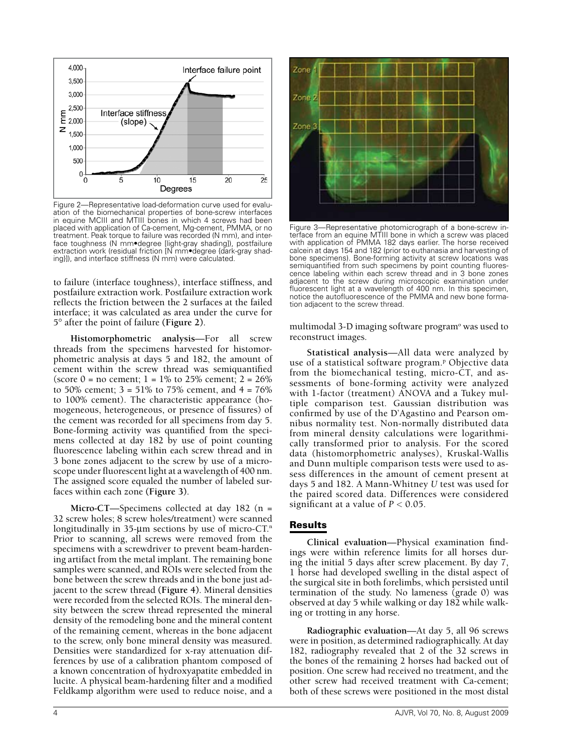Figure 2—Representative load-deformation curve used for evaluation of the biomechanical properties of bone-screw interfaces in equine MCIII and MTIII bones in which 4 screws had been placed with application of Ca-cement, Mg-cement, PMMA, or no treatment. Peak torque to failure was recorded (N mm), and interface toughness (N mm•degree [light-gray shading]), postfailure extraction work (residual friction [N mm•degree {dark-gray shading}]), and interface stiffness (N mm) were calculated.

to failure (interface toughness), interface stiffness, and postfailure extraction work. Postfailure extraction work reflects the friction between the 2 surfaces at the failed interface; it was calculated as area under the curve for 5° after the point of failure (**Figure 2**).

**Histomorphometric analysis**—For all screw threads from the specimens harvested for histomorphometric analysis at days 5 and 182, the amount of cement within the screw thread was semiquantified (score 0 = no cement; 1 = 1% to 25% cement; 2 = 26% to 50% cement; 3 = 51% to 75% cement, and 4 = 76% to 100% cement). The characteristic appearance (homogeneous, heterogeneous, or presence of fissures) of the cement was recorded for all specimens from day 5. Bone-forming activity was quantified from the specimens collected at day 182 by use of point counting fluorescence labeling within each screw thread and in 3 bone zones adjacent to the screw by use of a microscope under fluorescent light at a wavelength of 400 nm. The assigned score equaled the number of labeled surfaces within each zone (**Figure 3**).

**Micro-CT**—Specimens collected at day 182 (n = 32 screw holes; 8 screw holes/treatment) were scanned longitudinally in 35-μm sections by use of micro-CT.[n] Prior to scanning, all screws were removed from the specimens with a screwdriver to prevent beam-hardening artifact from the metal implant. The remaining bone samples were scanned, and ROIs were selected from the bone between the screw threads and in the bone just adjacent to the screw thread (**Figure 4**). Mineral densities were recorded from the selected ROIs. The mineral density between the screw thread represented the mineral density of the remodeling bone and the mineral content of the remaining cement, whereas in the bone adjacent to the screw, only bone mineral density was measured. Densities were standardized for x-ray attenuation differences by use of a calibration phantom composed of a known concentration of hydroxyapatite embedded in lucite. A physical beam-hardening filter and a modified Feldkamp algorithm were used to reduce noise, and a multimodal 3-D imaging software program[o] was used to reconstruct images.

Figure 3—Representative photomicrograph of a bone-screw interface from an equine MTIII bone in which a screw was placed with application of PMMA 182 days earlier. The horse received calcein at days 154 and 182 (prior to euthanasia and harvesting of bone specimens). Bone-forming activity at screw locations was semiquantified from such specimens by point counting fluorescence labeling within each screw thread and in 3 bone zones adjacent to the screw during microscopic examination under fluorescent light at a wavelength of 400 nm. In this specimen, notice the autofluorescence of the PMMA and new bone formation adjacent to the screw thread.

**Statistical analysis**—All data were analyzed by use of a statistical software program.[p] Objective data from the biomechanical testing, micro-CT, and assessments of bone-forming activity were analyzed with 1-factor (treatment) ANOVA and a Tukey multiple comparison test. Gaussian distribution was confirmed by use of the D'Agastino and Pearson omnibus normality test. Non-normally distributed data from mineral density calculations were logarithmically transformed prior to analysis. For the scored data (histomorphometric analyses), Kruskal-Wallis and Dunn multiple comparison tests were used to assess differences in the amount of cement present at days 5 and 182. A Mann-Whitney *U* test was used for the paired scored data. Differences were considered significant at a value of $P < 0.05$.

## Results

**Clinical evaluation**—Physical examination findings were within reference limits for all horses during the initial 5 days after screw placement. By day 7, 1 horse had developed swelling in the distal aspect of the surgical site in both forelimbs, which persisted until termination of the study. No lameness (grade 0) was observed at day 5 while walking or day 182 while walking or trotting in any horse.

**Radiographic evaluation**—At day 5, all 96 screws were in position, as determined radiographically. At day 182, radiography revealed that 2 of the 32 screws in the bones of the remaining 2 horses had backed out of position. One screw had received no treatment, and the other screw had received treatment with Ca-cement; both of these screws were positioned in the most distal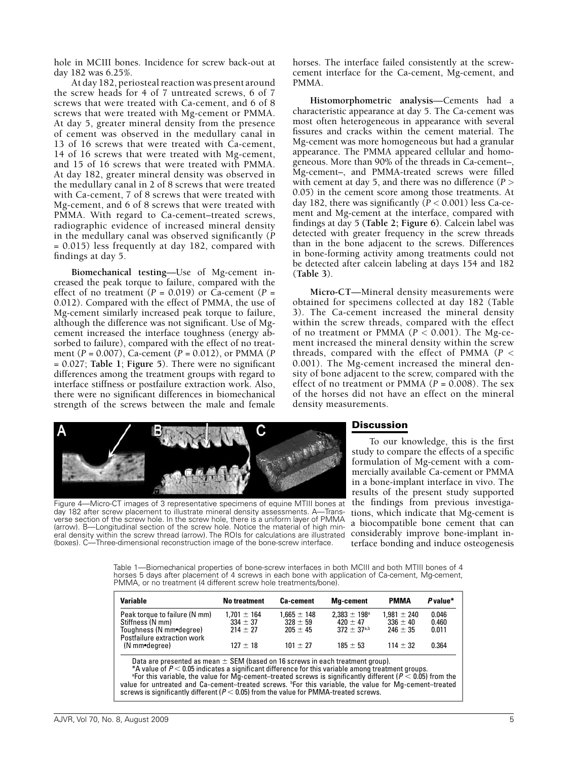hole in MCIII bones. Incidence for screw back-out at day 182 was 6.25%.

At day 182, periosteal reaction was present around the screw heads for 4 of 7 untreated screws, 6 of 7 screws that were treated with Ca-cement, and 6 of 8 screws that were treated with Mg-cement or PMMA. At day 5, greater mineral density from the presence of cement was observed in the medullary canal in 13 of 16 screws that were treated with Ca-cement, 14 of 16 screws that were treated with Mg-cement, and 15 of 16 screws that were treated with PMMA. At day 182, greater mineral density was observed in the medullary canal in 2 of 8 screws that were treated with Ca-cement, 7 of 8 screws that were treated with Mg-cement, and 6 of 8 screws that were treated with PMMA. With regard to Ca-cement–treated screws, radiographic evidence of increased mineral density in the medullary canal was observed significantly ($P = 0.015$) less frequently at day 182, compared with findings at day 5.

**Biomechanical testing**—Use of Mg-cement increased the peak torque to failure, compared with the effect of no treatment ($P = 0.019$) or Ca-cement ($P = 0.012$). Compared with the effect of PMMA, the use of Mg-cement similarly increased peak torque to failure, although the difference was not significant. Use of Mg-cement increased the interface toughness (energy absorbed to failure), compared with the effect of no treatment ($P = 0.007$), Ca-cement ($P = 0.012$), or PMMA ($P = 0.027$; **Table 1**; **Figure 5**). There were no significant differences among the treatment groups with regard to interface stiffness or postfailure extraction work. Also, there were no significant differences in biomechanical strength of the screws between the male and female horses. The interface failed consistently at the screw-cement interface for the Ca-cement, Mg-cement, and PMMA.

**Histomorphometric analysis**—Cements had a characteristic appearance at day 5. The Ca-cement was most often heterogeneous in appearance with several fissures and cracks within the cement material. The Mg-cement was more homogeneous but had a granular appearance. The PMMA appeared cellular and homogeneous. More than 90% of the threads in Ca-cement–, Mg-cement–, and PMMA-treated screws were filled with cement at day 5, and there was no difference ($P > 0.05$) in the cement score among those treatments. At day 182, there was significantly ($P < 0.001$) less Ca-cement and Mg-cement at the interface, compared with findings at day 5 (**Table 2**; **Figure 6**). Calcein label was detected with greater frequency in the screw threads than in the bone adjacent to the screws. Differences in bone-forming activity among treatments could not be detected after calcein labeling at days 154 and 182 (**Table 3**).

**Micro-CT**—Mineral density measurements were obtained for specimens collected at day 182 (Table 3). The Ca-cement increased the mineral density within the screw threads, compared with the effect of no treatment or PMMA ($P < 0.001$). The Mg-cement increased the mineral density within the screw threads, compared with the effect of PMMA ($P < 0.001$). The Mg-cement increased the mineral density of bone adjacent to the screw, compared with the effect of no treatment or PMMA ($P = 0.008$). The sex of the horses did not have an effect on the mineral density measurements.

Figure 4—Micro-CT images of 3 representative specimens of equine MTIII bones at day 182 after screw placement to illustrate mineral density assessments. A—Transverse section of the screw hole. In the screw hole, there is a uniform layer of PMMA (arrow). B—Longitudinal section of the screw hole. Notice the material of high mineral density within the screw thread (arrow). The ROIs for calculations are illustrated (boxes). C—Three-dimensional reconstruction image of the bone-screw interface.

## Discussion

To our knowledge, this is the first study to compare the effects of a specific formulation of Mg-cement with a commercially available Ca-cement or PMMA in a bone-implant interface in vivo. The results of the present study supported the findings from previous investigations, which indicate that Mg-cement is a biocompatible bone cement that can considerably improve bone-implant interface bonding and induce osteogenesis

Table 1—Biomechanical properties of bone-screw interfaces in both MCIII and both MTIII bones of 4 horses 5 days after placement of 4 screws in each bone with application of Ca-cement, Mg-cement, PMMA, or no treatment (4 different screw hole treatments/bone).

| Variable | No treatment | Ca-cement | Mg-cement | PMMA | *P* value* |
|---|---|---|---|---|---|
| Peak torque to failure (N mm) | 1,701 ± 164 | 1,665 ± 148 | 2,383 ± 198[a] | 1,981 ± 240 | 0.046 |
| Stiffness (N mm) | 334 ± 37 | 328 ± 59 | 420 ± 47 | 336 ± 40 | 0.460 |
| Toughness (N mm•degree) | 214 ± 27 | 205 ± 45 | 372 ± 37[a,b] | 246 ± 35 | 0.011 |
| Postfailure extraction work (N mm•degree) | 127 ± 18 | 101 ± 27 | 185 ± 53 | 114 ± 32 | 0.364 |

Data are presented as mean ± SEM (based on 16 screws in each treatment group).

*A value of $P < 0.05$ indicates a significant difference for this variable among treatment groups.

[a]For this variable, the value for Mg-cement–treated screws is significantly different ($P < 0.05$) from the value for untreated and Ca-cement–treated screws. [b]For this variable, the value for Mg-cement–treated screws is significantly different ($P < 0.05$) from the value for PMMA-treated screws.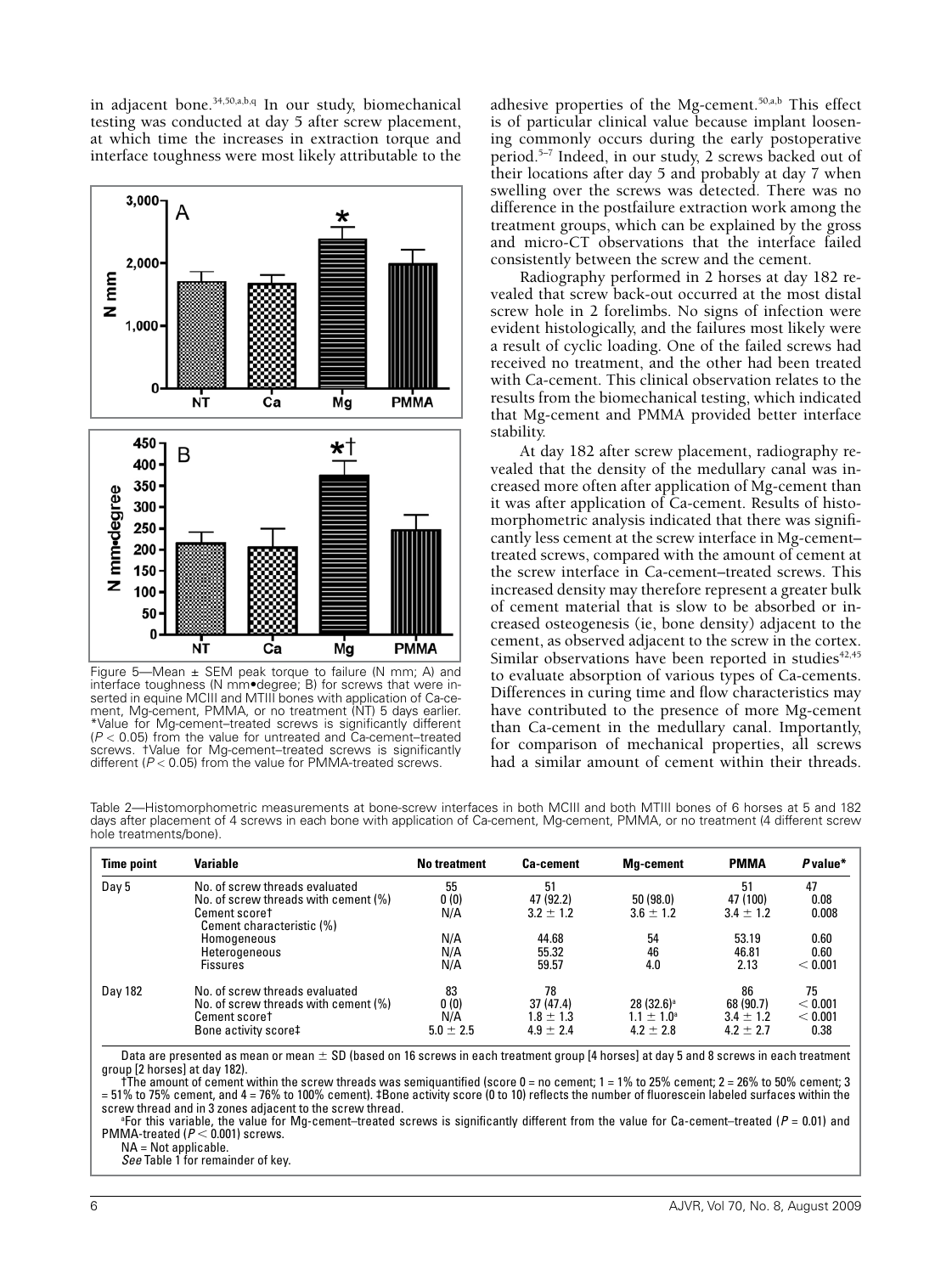in adjacent bone.[34,50,a,b,q] In our study, biomechanical testing was conducted at day 5 after screw placement, at which time the increases in extraction torque and interface toughness were most likely attributable to the adhesive properties of the Mg-cement.[50,a,b] This effect is of particular clinical value because implant loosening commonly occurs during the early postoperative period.[5–7] Indeed, in our study, 2 screws backed out of their locations after day 5 and probably at day 7 when swelling over the screws was detected. There was no difference in the postfailure extraction work among the treatment groups, which can be explained by the gross and micro-CT observations that the interface failed consistently between the screw and the cement.

Figure 5—Mean ± SEM peak torque to failure (N mm; A) and interface toughness (N mm•degree; B) for screws that were inserted in equine MCIII and MTIII bones with application of Ca-cement, Mg-cement, PMMA, or no treatment (NT) 5 days earlier. *Value for Mg-cement–treated screws is significantly different ($P < 0.05$) from the value for untreated and Ca-cement–treated screws. †Value for Mg-cement–treated screws is significantly different ($P < 0.05$) from the value for PMMA-treated screws.

Radiography performed in 2 horses at day 182 revealed that screw back-out occurred at the most distal screw hole in 2 forelimbs. No signs of infection were evident histologically, and the failures most likely were a result of cyclic loading. One of the failed screws had received no treatment, and the other had been treated with Ca-cement. This clinical observation relates to the results from the biomechanical testing, which indicated that Mg-cement and PMMA provided better interface stability.

At day 182 after screw placement, radiography revealed that the density of the medullary canal was increased more often after application of Mg-cement than it was after application of Ca-cement. Results of histomorphometric analysis indicated that there was significantly less cement at the screw interface in Mg-cement–treated screws, compared with the amount of cement at the screw interface in Ca-cement–treated screws. This increased density may therefore represent a greater bulk of cement material that is slow to be absorbed or increased osteogenesis (ie, bone density) adjacent to the cement, as observed adjacent to the screw in the cortex. Similar observations have been reported in studies[42,45] to evaluate absorption of various types of Ca-cements. Differences in curing time and flow characteristics may have contributed to the presence of more Mg-cement than Ca-cement in the medullary canal. Importantly, for comparison of mechanical properties, all screws had a similar amount of cement within their threads.

Table 2—Histomorphometric measurements at bone-screw interfaces in both MCIII and both MTIII bones of 6 horses at 5 and 182 days after placement of 4 screws in each bone with application of Ca-cement, Mg-cement, PMMA, or no treatment (4 different screw hole treatments/bone).

| Time point | Variable | No treatment | Ca-cement | Mg-cement | PMMA | *P* value* |
|---|---|---|---|---|---|---|
| Day 5 | No. of screw threads evaluated | 55 | 51 | | 51 | 47 |
| | No. of screw threads with cement (%) | 0 (0) | 47 (92.2) | 50 (98.0) | 47 (100) | 0.08 |
| | Cement score† | N/A | 3.2 ± 1.2 | 3.6 ± 1.2 | 3.4 ± 1.2 | 0.008 |
| | Cement characteristic (%) | | | | | |
| | Homogeneous | N/A | 44.68 | 54 | 53.19 | 0.60 |
| | Heterogeneous | N/A | 55.32 | 46 | 46.81 | 0.60 |
| | Fissures | N/A | 59.57 | 4.0 | 2.13 | < 0.001 |
| Day 182 | No. of screw threads evaluated | 83 | 78 | | 86 | 75 |
| | No. of screw threads with cement (%) | 0 (0) | 37 (47.4) | 28 (32.6)[a] | 68 (90.7) | < 0.001 |
| | Cement score† | N/A | 1.8 ± 1.3 | 1.1 ± 1.0[a] | 3.4 ± 1.2 | < 0.001 |
| | Bone activity score‡ | 5.0 ± 2.5 | 4.9 ± 2.4 | 4.2 ± 2.8 | 4.2 ± 2.7 | 0.38 |

Data are presented as mean or mean ± SD (based on 16 screws in each treatment group [4 horses] at day 5 and 8 screws in each treatment group [2 horses] at day 182).

†The amount of cement within the screw threads was semiquantified (score 0 = no cement; 1 = 1% to 25% cement; 2 = 26% to 50% cement; 3 = 51% to 75% cement, and 4 = 76% to 100% cement). ‡Bone activity score (0 to 10) reflects the number of fluorescein labeled surfaces within the screw thread and in 3 zones adjacent to the screw thread.

[a]For this variable, the value for Mg-cement–treated screws is significantly different from the value for Ca-cement–treated ($P = 0.01$) and PMMA-treated ($P < 0.001$) screws.

NA = Not applicable.

*See* Table 1 for remainder of key.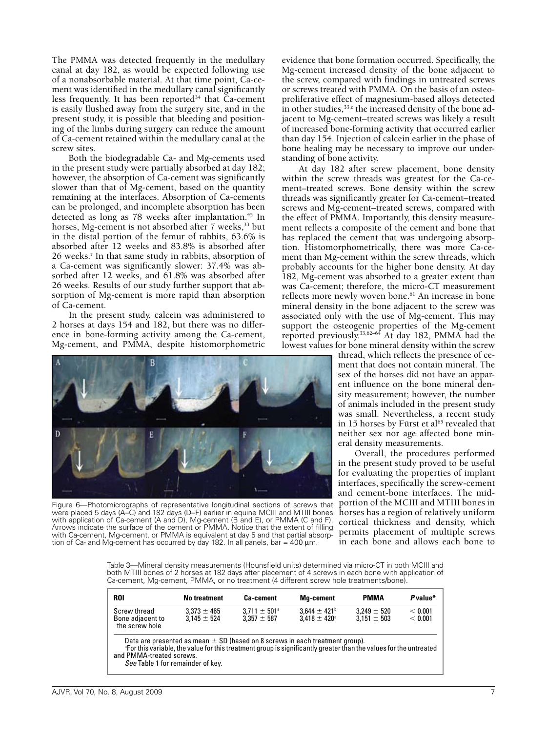The PMMA was detected frequently in the medullary canal at day 182, as would be expected following use of a nonabsorbable material. At that time point, Ca-cement was identified in the medullary canal significantly less frequently. It has been reported[34] that Ca-cement is easily flushed away from the surgery site, and in the present study, it is possible that bleeding and positioning of the limbs during surgery can reduce the amount of Ca-cement retained within the medullary canal at the screw sites.

Both the biodegradable Ca- and Mg-cements used in the present study were partially absorbed at day 182; however, the absorption of Ca-cement was significantly slower than that of Mg-cement, based on the quantity remaining at the interfaces. Absorption of Ca-cements can be prolonged, and incomplete absorption has been detected as long as 78 weeks after implantation.[45] In horses, Mg-cement is not absorbed after 7 weeks,[33] but in the distal portion of the femur of rabbits, 63.6% is absorbed after 12 weeks and 83.8% is absorbed after 26 weeks.[r] In that same study in rabbits, absorption of a Ca-cement was significantly slower: 37.4% was absorbed after 12 weeks, and 61.8% was absorbed after 26 weeks. Results of our study further support that absorption of Mg-cement is more rapid than absorption of Ca-cement.

In the present study, calcein was administered to 2 horses at days 154 and 182, but there was no difference in bone-forming activity among the Ca-cement, Mg-cement, and PMMA, despite histomorphometric evidence that bone formation occurred. Specifically, the Mg-cement increased density of the bone adjacent to the screw, compared with findings in untreated screws or screws treated with PMMA. On the basis of an osteoproliferative effect of magnesium-based alloys detected in other studies,[33,c] the increased density of the bone adjacent to Mg-cement–treated screws was likely a result of increased bone-forming activity that occurred earlier than day 154. Injection of calcein earlier in the phase of bone healing may be necessary to improve our understanding of bone activity.

At day 182 after screw placement, bone density within the screw threads was greatest for the Ca-cement–treated screws. Bone density within the screw threads was significantly greater for Ca-cement–treated screws and Mg-cement–treated screws, compared with the effect of PMMA. Importantly, this density measurement reflects a composite of the cement and bone that has replaced the cement that was undergoing absorption. Histomorphometrically, there was more Ca-cement than Mg-cement within the screw threads, which probably accounts for the higher bone density. At day 182, Mg-cement was absorbed to a greater extent than was Ca-cement; therefore, the micro-CT measurement reflects more newly woven bone.[61] An increase in bone mineral density in the bone adjacent to the screw was associated only with the use of Mg-cement. This may support the osteogenic properties of the Mg-cement reported previously.[33,62–64] At day 182, PMMA had the lowest values for bone mineral density within the screw thread, which reflects the presence of cement that does not contain mineral. The sex of the horses did not have an apparent influence on the bone mineral density measurement; however, the number of animals included in the present study was small. Nevertheless, a recent study in 15 horses by Fürst et al[65] revealed that neither sex nor age affected bone mineral density measurements.

Overall, the procedures performed in the present study proved to be useful for evaluating the properties of implant interfaces, specifically the screw-cement and cement-bone interfaces. The midportion of the MCIII and MTIII bones in horses has a region of relatively uniform cortical thickness and density, which permits placement of multiple screws in each bone and allows each bone to

Figure 6—Photomicrographs of representative longitudinal sections of screws that were placed 5 days (A–C) and 182 days (D–F) earlier in equine MCIII and MTIII bones with application of Ca-cement (A and D), Mg-cement (B and E), or PMMA (C and F). Arrows indicate the surface of the cement or PMMA. Notice that the extent of filling with Ca-cement, Mg-cement, or PMMA is equivalent at day 5 and that partial absorption of Ca- and Mg-cement has occurred by day 182. In all panels, bar = 400 µm.

Table 3—Mineral density measurements (Hounsfield units) determined via micro-CT in both MCIII and both MTIII bones of 2 horses at 182 days after placement of 4 screws in each bone with application of Ca-cement, Mg-cement, PMMA, or no treatment (4 different screw hole treatments/bone).

| ROI | No treatment | Ca-cement | Mg-cement | PMMA | *P* value* |
|---|---|---|---|---|---|
| Screw thread | 3,373 ± 465 | 3,711 ± 501[a] | 3,644 ± 421[b] | 3,249 ± 520 | < 0.001 |
| Bone adjacent to the screw hole | 3,145 ± 524 | 3,357 ± 587 | 3,418 ± 420[a] | 3,151 ± 503 | < 0.001 |

Data are presented as mean ± SD (based on 8 screws in each treatment group).

[a]For this variable, the value for this treatment group is significantly greater than the values for the untreated and PMMA-treated screws.

*See* Table 1 for remainder of key.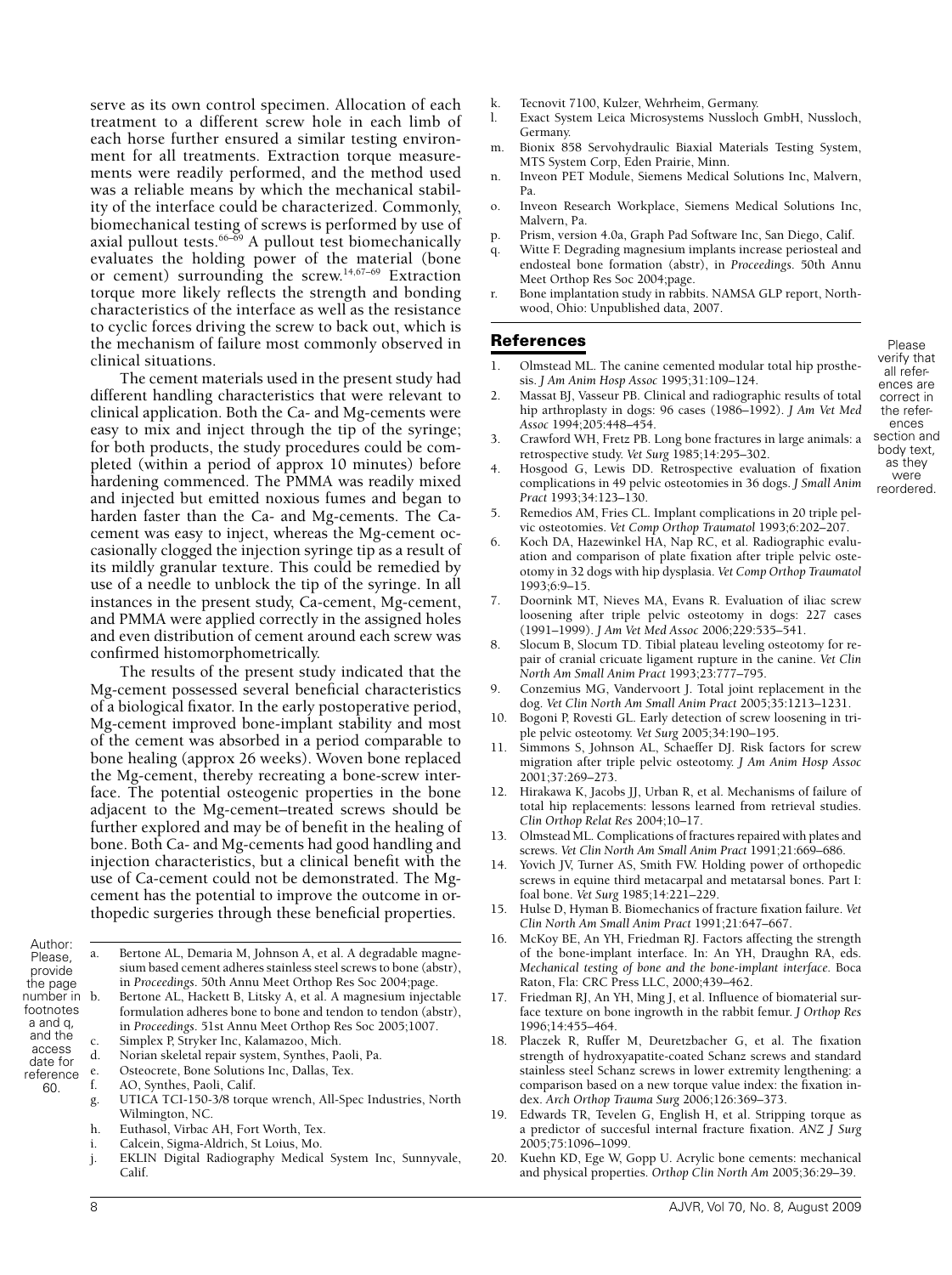serve as its own control specimen. Allocation of each treatment to a different screw hole in each limb of each horse further ensured a similar testing environment for all treatments. Extraction torque measurements were readily performed, and the method used was a reliable means by which the mechanical stability of the interface could be characterized. Commonly, biomechanical testing of screws is performed by use of axial pullout tests.[66–69] A pullout test biomechanically evaluates the holding power of the material (bone or cement) surrounding the screw.[14,67–69] Extraction torque more likely reflects the strength and bonding characteristics of the interface as well as the resistance to cyclic forces driving the screw to back out, which is the mechanism of failure most commonly observed in clinical situations.

The cement materials used in the present study had different handling characteristics that were relevant to clinical application. Both the Ca- and Mg-cements were easy to mix and inject through the tip of the syringe; for both products, the study procedures could be completed (within a period of approx 10 minutes) before hardening commenced. The PMMA was readily mixed and injected but emitted noxious fumes and began to harden faster than the Ca- and Mg-cements. The Ca-cement was easy to inject, whereas the Mg-cement occasionally clogged the injection syringe tip as a result of its mildly granular texture. This could be remedied by use of a needle to unblock the tip of the syringe. In all instances in the present study, Ca-cement, Mg-cement, and PMMA were applied correctly in the assigned holes and even distribution of cement around each screw was confirmed histomorphometrically.

The results of the present study indicated that the Mg-cement possessed several beneficial characteristics of a biological fixator. In the early postoperative period, Mg-cement improved bone-implant stability and most of the cement was absorbed in a period comparable to bone healing (approx 26 weeks). Woven bone replaced the Mg-cement, thereby recreating a bone-screw interface. The potential osteogenic properties in the bone adjacent to the Mg-cement–treated screws should be further explored and may be of benefit in the healing of bone. Both Ca- and Mg-cements had good handling and injection characteristics, but a clinical benefit with the use of Ca-cement could not be demonstrated. The Mg-cement has the potential to improve the outcome in orthopedic surgeries through these beneficial properties.

Author: Please, provide the page number in footnotes a and q, and the access date for reference 60.

a. Bertone AL, Demaria M, Johnson A, et al. A degradable magnesium based cement adheres stainless steel screws to bone (abstr), in *Proceedings*. 50th Annu Meet Orthop Res Soc 2004;page.
b. Bertone AL, Hackett B, Litsky A, et al. A magnesium injectable formulation adheres bone to bone and tendon to tendon (abstr), in *Proceedings*. 51st Annu Meet Orthop Res Soc 2005;1007.
c. Simplex P, Stryker Inc, Kalamazoo, Mich.
d. Norian skeletal repair system, Synthes, Paoli, Pa.
e. Osteocrete, Bone Solutions Inc, Dallas, Tex.
f. AO, Synthes, Paoli, Calif.
g. UTICA TCI-150-3/8 torque wrench, All-Spec Industries, North Wilmington, NC.
h. Euthasol, Virbac AH, Fort Worth, Tex.
i. Calcein, Sigma-Aldrich, St Loius, Mo.
j. EKLIN Digital Radiography Medical System Inc, Sunnyvale, Calif.
k. Tecnovit 7100, Kulzer, Wehrheim, Germany.
l. Exact System Leica Microsystems Nussloch GmbH, Nussloch, Germany.
m. Bionix 858 Servohydraulic Biaxial Materials Testing System, MTS System Corp, Eden Prairie, Minn.
n. Inveon PET Module, Siemens Medical Solutions Inc, Malvern, Pa.
o. Inveon Research Workplace, Siemens Medical Solutions Inc, Malvern, Pa.
p. Prism, version 4.0a, Graph Pad Software Inc, San Diego, Calif.
q. Witte F. Degrading magnesium implants increase periosteal and endosteal bone formation (abstr), in *Proceedings*. 50th Annu Meet Orthop Res Soc 2004;page.
r. Bone implantation study in rabbits. NAMSA GLP report, Northwood, Ohio: Unpublished data, 2007.

## References

Please verify that all references are correct in the references section and body text, as they were reordered.

1. Olmstead ML. The canine cemented modular total hip prosthesis. *J Am Anim Hosp Assoc* 1995;31:109–124.
2. Massat BJ, Vasseur PB. Clinical and radiographic results of total hip arthroplasty in dogs: 96 cases (1986–1992). *J Am Vet Med Assoc* 1994;205:448–454.
3. Crawford WH, Fretz PB. Long bone fractures in large animals: a retrospective study. *Vet Surg* 1985;14:295–302.
4. Hosgood G, Lewis DD. Retrospective evaluation of fixation complications in 49 pelvic osteotomies in 36 dogs. *J Small Anim Pract* 1993;34:123–130.
5. Remedios AM, Fries CL. Implant complications in 20 triple pelvic osteotomies. *Vet Comp Orthop Traumatol* 1993;6:202–207.
6. Koch DA, Hazewinkel HA, Nap RC, et al. Radiographic evaluation and comparison of plate fixation after triple pelvic osteotomy in 32 dogs with hip dysplasia. *Vet Comp Orthop Traumatol* 1993;6:9–15.
7. Doornink MT, Nieves MA, Evans R. Evaluation of iliac screw loosening after triple pelvic osteotomy in dogs: 227 cases (1991–1999). *J Am Vet Med Assoc* 2006;229:535–541.
8. Slocum B, Slocum TD. Tibial plateau leveling osteotomy for repair of cranial cricuate ligament rupture in the canine. *Vet Clin North Am Small Anim Pract* 1993;23:777–795.
9. Conzemius MG, Vandervoort J. Total joint replacement in the dog. *Vet Clin North Am Small Anim Pract* 2005;35:1213–1231.
10. Bogoni P, Rovesti GL. Early detection of screw loosening in triple pelvic osteotomy. *Vet Surg* 2005;34:190–195.
11. Simmons S, Johnson AL, Schaeffer DJ. Risk factors for screw migration after triple pelvic osteotomy. *J Am Anim Hosp Assoc* 2001;37:269–273.
12. Hirakawa K, Jacobs JJ, Urban R, et al. Mechanisms of failure of total hip replacements: lessons learned from retrieval studies. *Clin Orthop Relat Res* 2004;10–17.
13. Olmstead ML. Complications of fractures repaired with plates and screws. *Vet Clin North Am Small Anim Pract* 1991;21:669–686.
14. Yovich JV, Turner AS, Smith FW. Holding power of orthopedic screws in equine third metacarpal and metatarsal bones. Part I: foal bone. *Vet Surg* 1985;14:221–229.
15. Hulse D, Hyman B. Biomechanics of fracture fixation failure. *Vet Clin North Am Small Anim Pract* 1991;21:647–667.
16. McKoy BE, An YH, Friedman RJ. Factors affecting the strength of the bone-implant interface. In: An YH, Draughn RA, eds. *Mechanical testing of bone and the bone-implant interface*. Boca Raton, Fla: CRC Press LLC, 2000;439–462.
17. Friedman RJ, An YH, Ming J, et al. Influence of biomaterial surface texture on bone ingrowth in the rabbit femur. *J Orthop Res* 1996;14:455–464.
18. Placzek R, Ruffer M, Deuretzbacher G, et al. The fixation strength of hydroxyapatite-coated Schanz screws and standard stainless steel Schanz screws in lower extremity lengthening: a comparison based on a new torque value index: the fixation index. *Arch Orthop Trauma Surg* 2006;126:369–373.
19. Edwards TR, Tevelen G, English H, et al. Stripping torque as a predictor of succesful internal fracture fixation. *ANZ J Surg* 2005;75:1096–1099.
20. Kuehn KD, Ege W, Gopp U. Acrylic bone cements: mechanical and physical properties. *Orthop Clin North Am* 2005;36:29–39.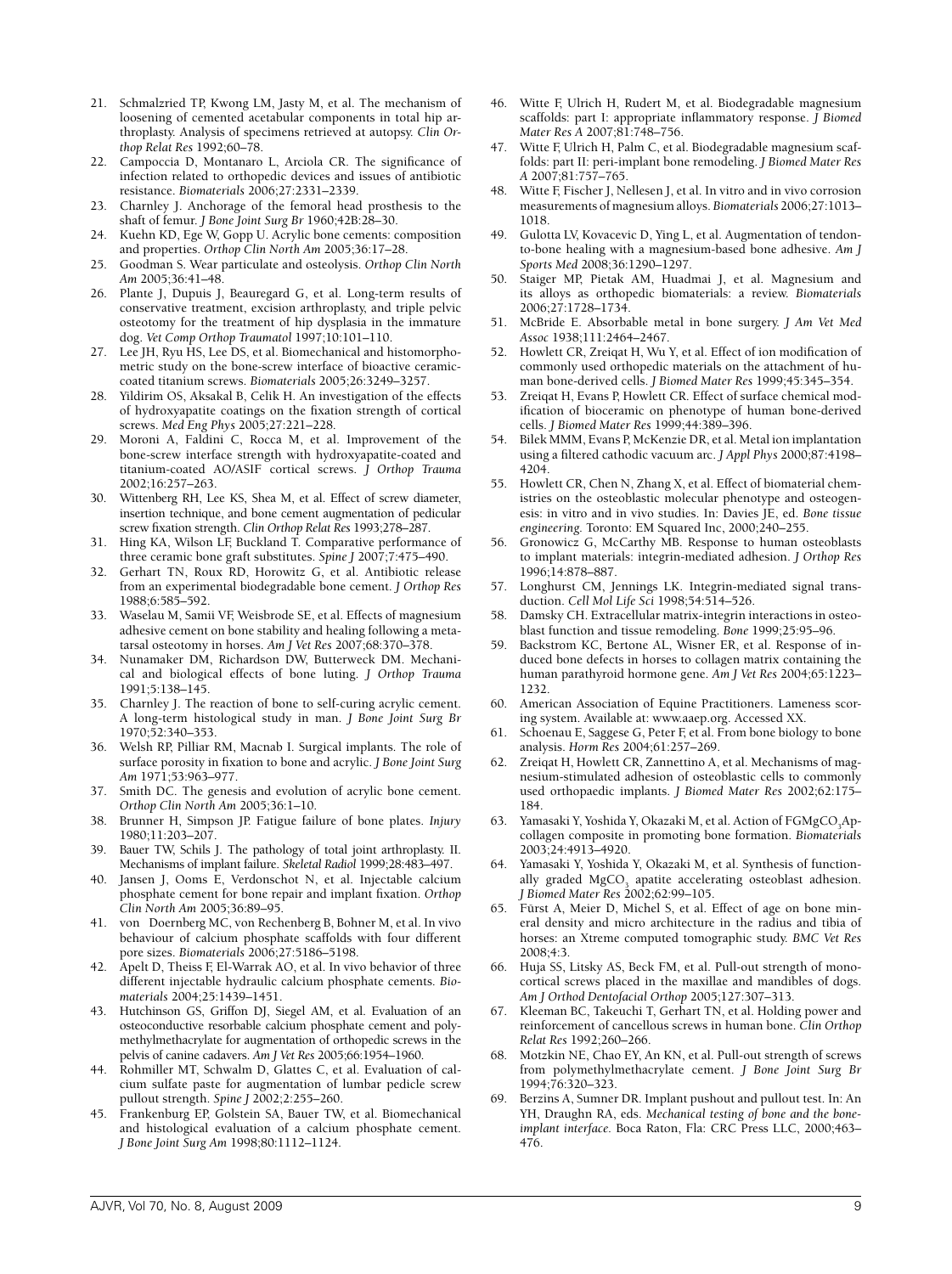21. Schmalzried TP, Kwong LM, Jasty M, et al. The mechanism of loosening of cemented acetabular components in total hip arthroplasty. Analysis of specimens retrieved at autopsy. *Clin Orthop Relat Res* 1992;60–78.
22. Campoccia D, Montanaro L, Arciola CR. The significance of infection related to orthopedic devices and issues of antibiotic resistance. *Biomaterials* 2006;27:2331–2339.
23. Charnley J. Anchorage of the femoral head prosthesis to the shaft of femur. *J Bone Joint Surg Br* 1960;42B:28–30.
24. Kuehn KD, Ege W, Gopp U. Acrylic bone cements: composition and properties. *Orthop Clin North Am* 2005;36:17–28.
25. Goodman S. Wear particulate and osteolysis. *Orthop Clin North Am* 2005;36:41–48.
26. Plante J, Dupuis J, Beauregard G, et al. Long-term results of conservative treatment, excision arthroplasty, and triple pelvic osteotomy for the treatment of hip dysplasia in the immature dog. *Vet Comp Orthop Traumatol* 1997;10:101–110.
27. Lee JH, Ryu HS, Lee DS, et al. Biomechanical and histomorphometric study on the bone-screw interface of bioactive ceramic-coated titanium screws. *Biomaterials* 2005;26:3249–3257.
28. Yildirim OS, Aksakal B, Celik H. An investigation of the effects of hydroxyapatite coatings on the fixation strength of cortical screws. *Med Eng Phys* 2005;27:221–228.
29. Moroni A, Faldini C, Rocca M, et al. Improvement of the bone-screw interface strength with hydroxyapatite-coated and titanium-coated AO/ASIF cortical screws. *J Orthop Trauma* 2002;16:257–263.
30. Wittenberg RH, Lee KS, Shea M, et al. Effect of screw diameter, insertion technique, and bone cement augmentation of pedicular screw fixation strength. *Clin Orthop Relat Res* 1993;278–287.
31. Hing KA, Wilson LF, Buckland T. Comparative performance of three ceramic bone graft substitutes. *Spine J* 2007;7:475–490.
32. Gerhart TN, Roux RD, Horowitz G, et al. Antibiotic release from an experimental biodegradable bone cement. *J Orthop Res* 1988;6:585–592.
33. Waselau M, Samii VF, Weisbrode SE, et al. Effects of magnesium adhesive cement on bone stability and healing following a metatarsal osteotomy in horses. *Am J Vet Res* 2007;68:370–378.
34. Nunamaker DM, Richardson DW, Butterweck DM. Mechanical and biological effects of bone luting. *J Orthop Trauma* 1991;5:138–145.
35. Charnley J. The reaction of bone to self-curing acrylic cement. A long-term histological study in man. *J Bone Joint Surg Br* 1970;52:340–353.
36. Welsh RP, Pilliar RM, Macnab I. Surgical implants. The role of surface porosity in fixation to bone and acrylic. *J Bone Joint Surg Am* 1971;53:963–977.
37. Smith DC. The genesis and evolution of acrylic bone cement. *Orthop Clin North Am* 2005;36:1–10.
38. Brunner H, Simpson JP. Fatigue failure of bone plates. *Injury* 1980;11:203–207.
39. Bauer TW, Schils J. The pathology of total joint arthroplasty. II. Mechanisms of implant failure. *Skeletal Radiol* 1999;28:483–497.
40. Jansen J, Ooms E, Verdonschot N, et al. Injectable calcium phosphate cement for bone repair and implant fixation. *Orthop Clin North Am* 2005;36:89–95.
41. von Doernberg MC, von Rechenberg B, Bohner M, et al. In vivo behaviour of calcium phosphate scaffolds with four different pore sizes. *Biomaterials* 2006;27:5186–5198.
42. Apelt D, Theiss F, El-Warrak AO, et al. In vivo behavior of three different injectable hydraulic calcium phosphate cements. *Biomaterials* 2004;25:1439–1451.
43. Hutchinson GS, Griffon DJ, Siegel AM, et al. Evaluation of an osteoconductive resorbable calcium phosphate cement and polymethylmethacrylate for augmentation of orthopedic screws in the pelvis of canine cadavers. *Am J Vet Res* 2005;66:1954–1960.
44. Rohmiller MT, Schwalm D, Glattes C, et al. Evaluation of calcium sulfate paste for augmentation of lumbar pedicle screw pullout strength. *Spine J* 2002;2:255–260.
45. Frankenburg EP, Golstein SA, Bauer TW, et al. Biomechanical and histological evaluation of a calcium phosphate cement. *J Bone Joint Surg Am* 1998;80:1112–1124.
46. Witte F, Ulrich H, Rudert M, et al. Biodegradable magnesium scaffolds: part I: appropriate inflammatory response. *J Biomed Mater Res A* 2007;81:748–756.
47. Witte F, Ulrich H, Palm C, et al. Biodegradable magnesium scaffolds: part II: peri-implant bone remodeling. *J Biomed Mater Res A* 2007;81:757–765.
48. Witte F, Fischer J, Nellesen J, et al. In vitro and in vivo corrosion measurements of magnesium alloys. *Biomaterials* 2006;27:1013–1018.
49. Gulotta LV, Kovacevic D, Ying L, et al. Augmentation of tendon-to-bone healing with a magnesium-based bone adhesive. *Am J Sports Med* 2008;36:1290–1297.
50. Staiger MP, Pietak AM, Huadmai J, et al. Magnesium and its alloys as orthopedic biomaterials: a review. *Biomaterials* 2006;27:1728–1734.
51. McBride E. Absorbable metal in bone surgery. *J Am Vet Med Assoc* 1938;111:2464–2467.
52. Howlett CR, Zreiqat H, Wu Y, et al. Effect of ion modification of commonly used orthopedic materials on the attachment of human bone-derived cells. *J Biomed Mater Res* 1999;45:345–354.
53. Zreiqat H, Evans P, Howlett CR. Effect of surface chemical modification of bioceramic on phenotype of human bone-derived cells. *J Biomed Mater Res* 1999;44:389–396.
54. Bilek MMM, Evans P, McKenzie DR, et al. Metal ion implantation using a filtered cathodic vacuum arc. *J Appl Phys* 2000;87:4198–4204.
55. Howlett CR, Chen N, Zhang X, et al. Effect of biomaterial chemistries on the osteoblastic molecular phenotype and osteogenesis: in vitro and in vivo studies. In: Davies JE, ed. *Bone tissue engineering.* Toronto: EM Squared Inc, 2000;240–255.
56. Gronowicz G, McCarthy MB. Response to human osteoblasts to implant materials: integrin-mediated adhesion. *J Orthop Res* 1996;14:878–887.
57. Longhurst CM, Jennings LK. Integrin-mediated signal transduction. *Cell Mol Life Sci* 1998;54:514–526.
58. Damsky CH. Extracellular matrix-integrin interactions in osteoblast function and tissue remodeling. *Bone* 1999;25:95–96.
59. Backstrom KC, Bertone AL, Wisner ER, et al. Response of induced bone defects in horses to collagen matrix containing the human parathyroid hormone gene. *Am J Vet Res* 2004;65:1223–1232.
60. American Association of Equine Practitioners. Lameness scoring system. Available at: www.aaep.org. Accessed XX.
61. Schoenau E, Saggese G, Peter F, et al. From bone biology to bone analysis. *Horm Res* 2004;61:257–269.
62. Zreiqat H, Howlett CR, Zannettino A, et al. Mechanisms of magnesium-stimulated adhesion of osteoblastic cells to commonly used orthopaedic implants. *J Biomed Mater Res* 2002;62:175–184.
63. Yamasaki Y, Yoshida Y, Okazaki M, et al. Action of FGMg$CO_3$Ap-collagen composite in promoting bone formation. *Biomaterials* 2003;24:4913–4920.
64. Yamasaki Y, Yoshida Y, Okazaki M, et al. Synthesis of functionally graded Mg$CO_3$ apatite accelerating osteoblast adhesion. *J Biomed Mater Res* 2002;62:99–105.
65. Fürst A, Meier D, Michel S, et al. Effect of age on bone mineral density and micro architecture in the radius and tibia of horses: an Xtreme computed tomographic study. *BMC Vet Res* 2008;4:3.
66. Huja SS, Litsky AS, Beck FM, et al. Pull-out strength of monocortical screws placed in the maxillae and mandibles of dogs. *Am J Orthod Dentofacial Orthop* 2005;127:307–313.
67. Kleeman BC, Takeuchi T, Gerhart TN, et al. Holding power and reinforcement of cancellous screws in human bone. *Clin Orthop Relat Res* 1992;260–266.
68. Motzkin NE, Chao EY, An KN, et al. Pull-out strength of screws from polymethylmethacrylate cement. *J Bone Joint Surg Br* 1994;76:320–323.
69. Berzins A, Sumner DR. Implant pushout and pullout test. In: An YH, Draughn RA, eds. *Mechanical testing of bone and the bone-implant interface.* Boca Raton, Fla: CRC Press LLC, 2000;463–476.